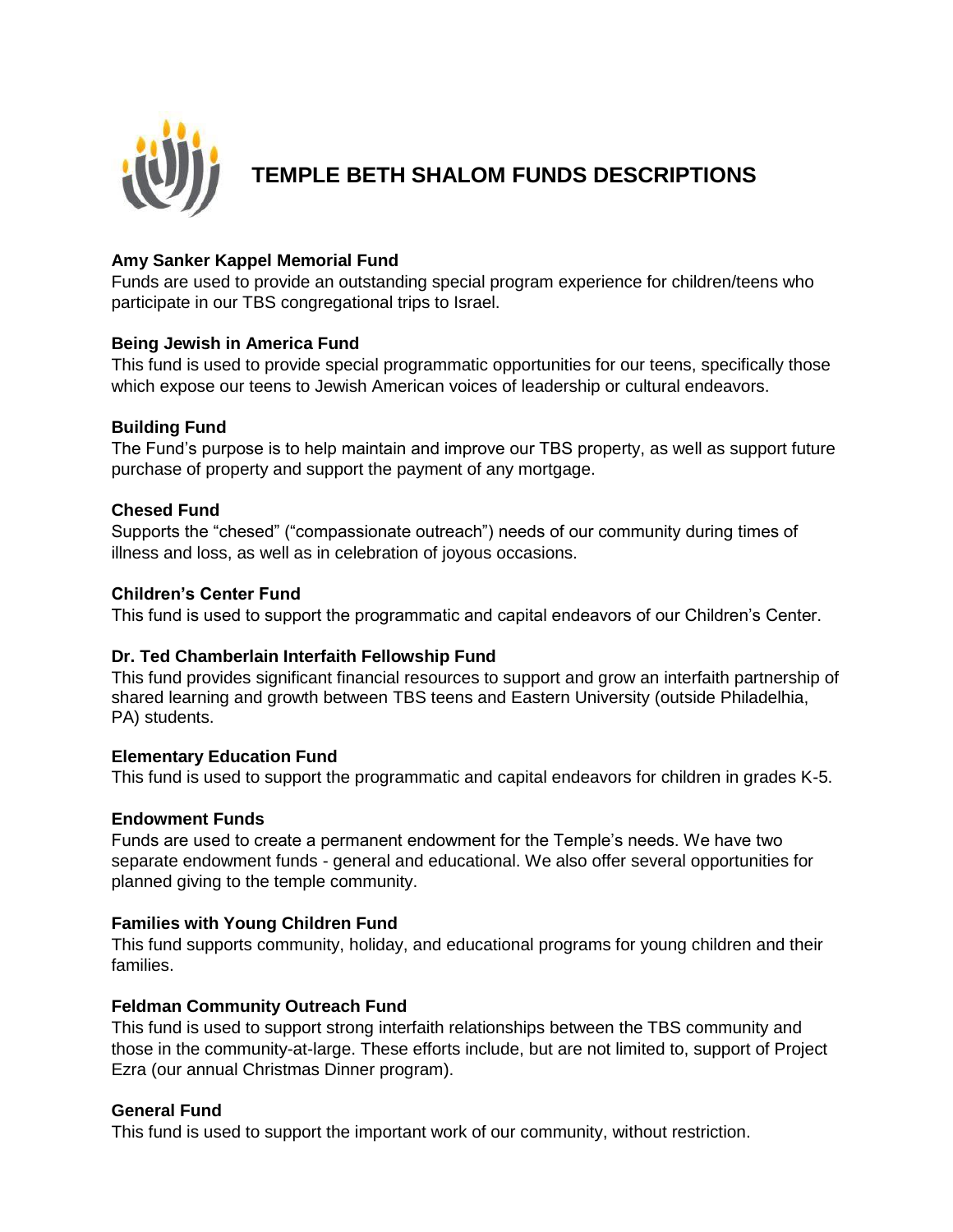# TEMPLE BETH SHALOM FUNDS DESCRIPTIONS

**Amy Sanker Kappel Memorial Fund**
Funds are used to provide an outstanding special program experience for children/teens who participate in our TBS congregational trips to Israel.

**Being Jewish in America Fund**
This fund is used to provide special programmatic opportunities for our teens, specifically those which expose our teens to Jewish American voices of leadership or cultural endeavors.

**Building Fund**
The Fund's purpose is to help maintain and improve our TBS property, as well as support future purchase of property and support the payment of any mortgage.

**Chesed Fund**
Supports the "chesed" ("compassionate outreach") needs of our community during times of illness and loss, as well as in celebration of joyous occasions.

**Children's Center Fund**
This fund is used to support the programmatic and capital endeavors of our Children's Center.

**Dr. Ted Chamberlain Interfaith Fellowship Fund**
This fund provides significant financial resources to support and grow an interfaith partnership of shared learning and growth between TBS teens and Eastern University (outside Philadelhia, PA) students.

**Elementary Education Fund**
This fund is used to support the programmatic and capital endeavors for children in grades K-5.

**Endowment Funds**
Funds are used to create a permanent endowment for the Temple's needs. We have two separate endowment funds - general and educational. We also offer several opportunities for planned giving to the temple community.

**Families with Young Children Fund**
This fund supports community, holiday, and educational programs for young children and their families.

**Feldman Community Outreach Fund**
This fund is used to support strong interfaith relationships between the TBS community and those in the community-at-large. These efforts include, but are not limited to, support of Project Ezra (our annual Christmas Dinner program).

**General Fund**
This fund is used to support the important work of our community, without restriction.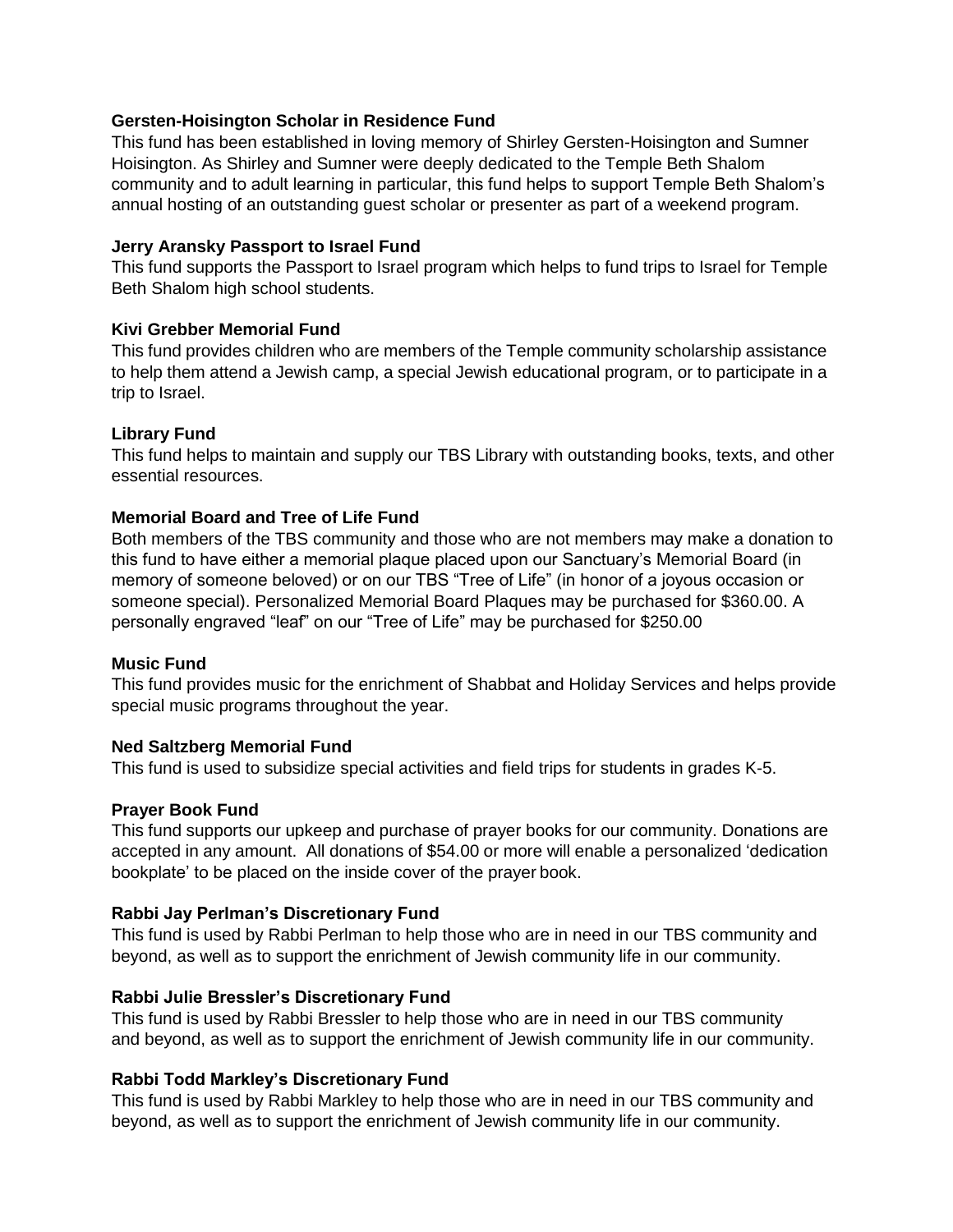**Gersten-Hoisington Scholar in Residence Fund**
This fund has been established in loving memory of Shirley Gersten-Hoisington and Sumner Hoisington. As Shirley and Sumner were deeply dedicated to the Temple Beth Shalom community and to adult learning in particular, this fund helps to support Temple Beth Shalom's annual hosting of an outstanding guest scholar or presenter as part of a weekend program.

**Jerry Aransky Passport to Israel Fund**
This fund supports the Passport to Israel program which helps to fund trips to Israel for Temple Beth Shalom high school students.

**Kivi Grebber Memorial Fund**
This fund provides children who are members of the Temple community scholarship assistance to help them attend a Jewish camp, a special Jewish educational program, or to participate in a trip to Israel.

**Library Fund**
This fund helps to maintain and supply our TBS Library with outstanding books, texts, and other essential resources.

**Memorial Board and Tree of Life Fund**
Both members of the TBS community and those who are not members may make a donation to this fund to have either a memorial plaque placed upon our Sanctuary's Memorial Board (in memory of someone beloved) or on our TBS "Tree of Life" (in honor of a joyous occasion or someone special). Personalized Memorial Board Plaques may be purchased for $360.00. A personally engraved "leaf" on our "Tree of Life" may be purchased for $250.00

**Music Fund**
This fund provides music for the enrichment of Shabbat and Holiday Services and helps provide special music programs throughout the year.

**Ned Saltzberg Memorial Fund**
This fund is used to subsidize special activities and field trips for students in grades K-5.

**Prayer Book Fund**
This fund supports our upkeep and purchase of prayer books for our community. Donations are accepted in any amount. All donations of $54.00 or more will enable a personalized 'dedication bookplate' to be placed on the inside cover of the prayer book.

**Rabbi Jay Perlman's Discretionary Fund**
This fund is used by Rabbi Perlman to help those who are in need in our TBS community and beyond, as well as to support the enrichment of Jewish community life in our community.

**Rabbi Julie Bressler's Discretionary Fund**
This fund is used by Rabbi Bressler to help those who are in need in our TBS community and beyond, as well as to support the enrichment of Jewish community life in our community.

**Rabbi Todd Markley's Discretionary Fund**
This fund is used by Rabbi Markley to help those who are in need in our TBS community and beyond, as well as to support the enrichment of Jewish community life in our community.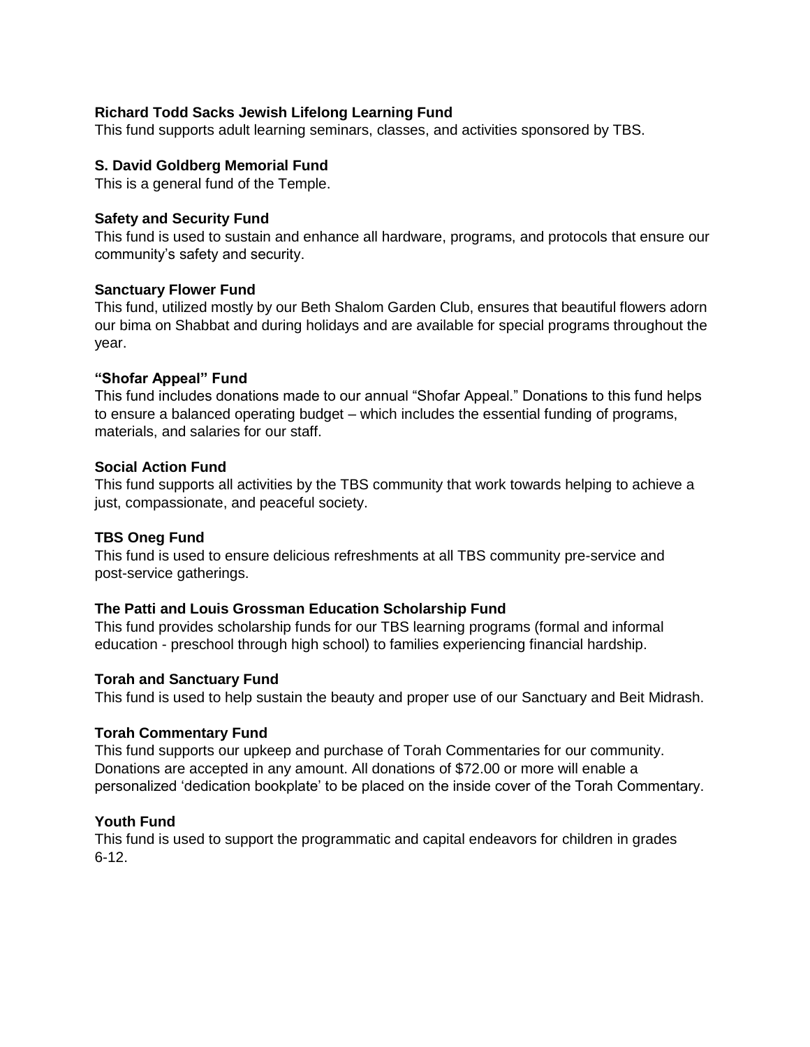**Richard Todd Sacks Jewish Lifelong Learning Fund**
This fund supports adult learning seminars, classes, and activities sponsored by TBS.

**S. David Goldberg Memorial Fund**
This is a general fund of the Temple.

**Safety and Security Fund**
This fund is used to sustain and enhance all hardware, programs, and protocols that ensure our community's safety and security.

**Sanctuary Flower Fund**
This fund, utilized mostly by our Beth Shalom Garden Club, ensures that beautiful flowers adorn our bima on Shabbat and during holidays and are available for special programs throughout the year.

**"Shofar Appeal" Fund**
This fund includes donations made to our annual "Shofar Appeal." Donations to this fund helps to ensure a balanced operating budget – which includes the essential funding of programs, materials, and salaries for our staff.

**Social Action Fund**
This fund supports all activities by the TBS community that work towards helping to achieve a just, compassionate, and peaceful society.

**TBS Oneg Fund**
This fund is used to ensure delicious refreshments at all TBS community pre-service and post-service gatherings.

**The Patti and Louis Grossman Education Scholarship Fund**
This fund provides scholarship funds for our TBS learning programs (formal and informal education - preschool through high school) to families experiencing financial hardship.

**Torah and Sanctuary Fund**
This fund is used to help sustain the beauty and proper use of our Sanctuary and Beit Midrash.

**Torah Commentary Fund**
This fund supports our upkeep and purchase of Torah Commentaries for our community. Donations are accepted in any amount. All donations of $72.00 or more will enable a personalized 'dedication bookplate' to be placed on the inside cover of the Torah Commentary.

**Youth Fund**
This fund is used to support the programmatic and capital endeavors for children in grades 6-12.